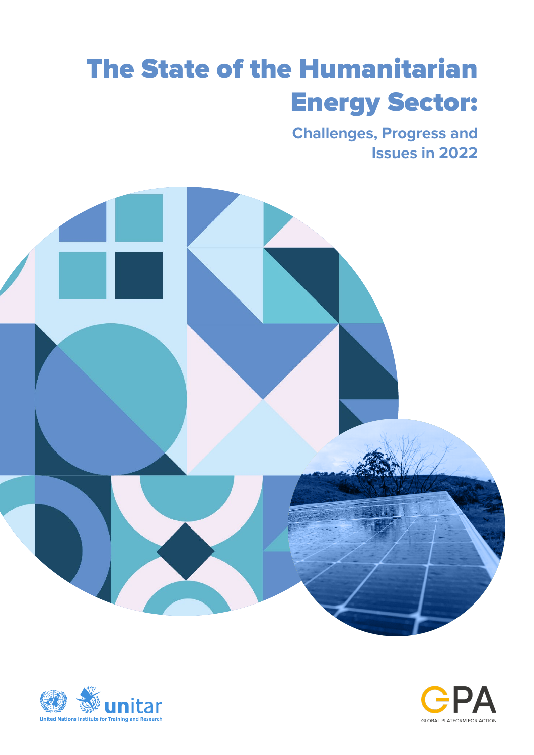# The State of the Humanitarian Energy Sector:

## Challenges, Progress and Issues in 2022

United Nations Institute for Training and Research

GLOBAL PLATFORM FOR ACTION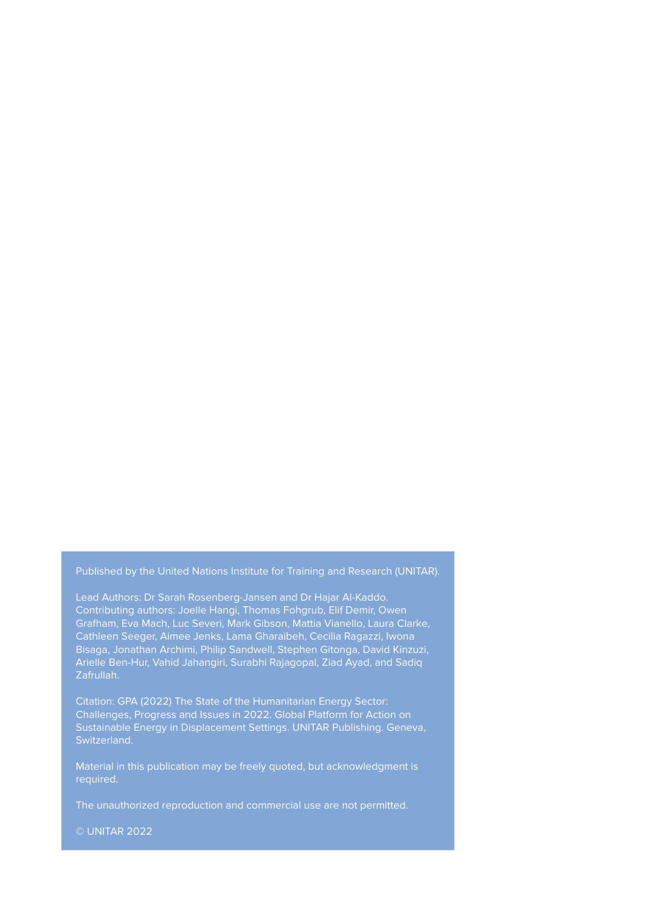Published by the United Nations Institute for Training and Research (UNITAR).

Lead Authors: Dr Sarah Rosenberg-Jansen and Dr Hajar Al-Kaddo. Contributing authors: Joelle Hangi, Thomas Fohgrub, Elif Demir, Owen Grafham, Eva Mach, Luc Severi, Mark Gibson, Mattia Vianello, Laura Clarke, Cathleen Seeger, Aimee Jenks, Lama Gharaibeh, Cecilia Ragazzi, Iwona Bisaga, Jonathan Archimi, Philip Sandwell, Stephen Gitonga, David Kinzuzi, Arielle Ben-Hur, Vahid Jahangiri, Surabhi Rajagopal, Ziad Ayad, and Sadiq Zafrullah.

Citation: GPA (2022) The State of the Humanitarian Energy Sector: Challenges, Progress and Issues in 2022. Global Platform for Action on Sustainable Energy in Displacement Settings. UNITAR Publishing. Geneva, Switzerland.

Material in this publication may be freely quoted, but acknowledgment is required.

The unauthorized reproduction and commercial use are not permitted.

© UNITAR 2022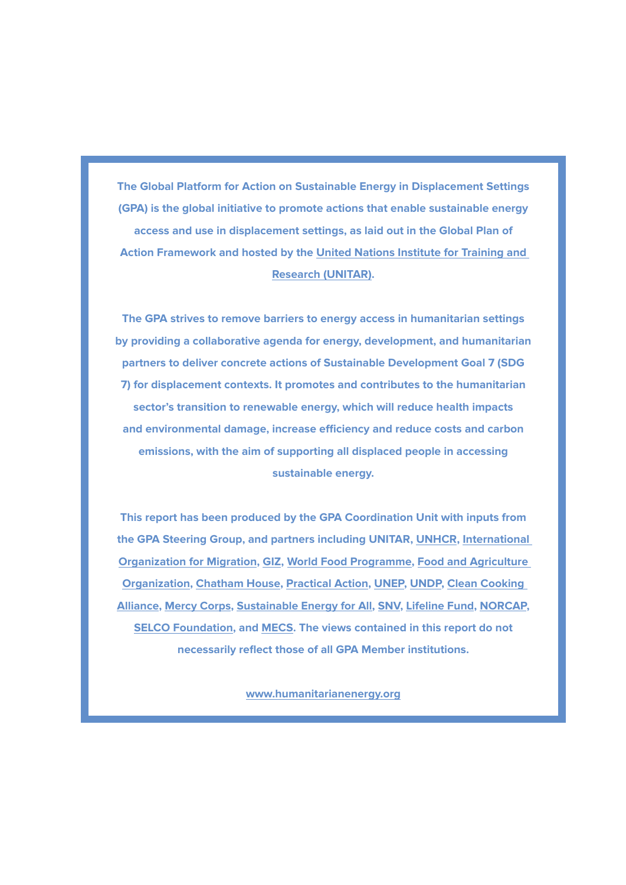**The Global Platform for Action on Sustainable Energy in Displacement Settings (GPA) is the global initiative to promote actions that enable sustainable energy access and use in displacement settings, as laid out in the Global Plan of Action Framework and hosted by the United Nations Institute for Training and Research (UNITAR).**

**The GPA strives to remove barriers to energy access in humanitarian settings by providing a collaborative agenda for energy, development, and humanitarian partners to deliver concrete actions of Sustainable Development Goal 7 (SDG 7) for displacement contexts. It promotes and contributes to the humanitarian sector's transition to renewable energy, which will reduce health impacts and environmental damage, increase efficiency and reduce costs and carbon emissions, with the aim of supporting all displaced people in accessing sustainable energy.**

**This report has been produced by the GPA Coordination Unit with inputs from the GPA Steering Group, and partners including UNITAR, UNHCR, International Organization for Migration, GIZ, World Food Programme, Food and Agriculture Organization, Chatham House, Practical Action, UNEP, UNDP, Clean Cooking Alliance, Mercy Corps, Sustainable Energy for All, SNV, Lifeline Fund, NORCAP, SELCO Foundation, and MECS. The views contained in this report do not necessarily reflect those of all GPA Member institutions.**

**www.humanitarianenergy.org**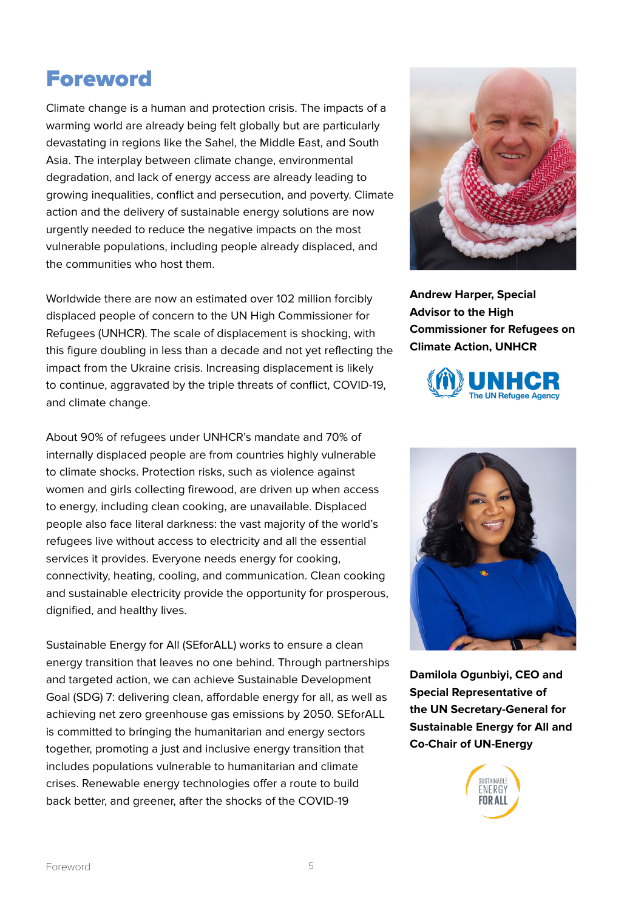# Foreword

Climate change is a human and protection crisis. The impacts of a warming world are already being felt globally but are particularly devastating in regions like the Sahel, the Middle East, and South Asia. The interplay between climate change, environmental degradation, and lack of energy access are already leading to growing inequalities, conflict and persecution, and poverty. Climate action and the delivery of sustainable energy solutions are now urgently needed to reduce the negative impacts on the most vulnerable populations, including people already displaced, and the communities who host them.

Worldwide there are now an estimated over 102 million forcibly displaced people of concern to the UN High Commissioner for Refugees (UNHCR). The scale of displacement is shocking, with this figure doubling in less than a decade and not yet reflecting the impact from the Ukraine crisis. Increasing displacement is likely to continue, aggravated by the triple threats of conflict, COVID-19, and climate change.

About 90% of refugees under UNHCR's mandate and 70% of internally displaced people are from countries highly vulnerable to climate shocks. Protection risks, such as violence against women and girls collecting firewood, are driven up when access to energy, including clean cooking, are unavailable. Displaced people also face literal darkness: the vast majority of the world's refugees live without access to electricity and all the essential services it provides. Everyone needs energy for cooking, connectivity, heating, cooling, and communication. Clean cooking and sustainable electricity provide the opportunity for prosperous, dignified, and healthy lives.

Sustainable Energy for All (SEforALL) works to ensure a clean energy transition that leaves no one behind. Through partnerships and targeted action, we can achieve Sustainable Development Goal (SDG) 7: delivering clean, affordable energy for all, as well as achieving net zero greenhouse gas emissions by 2050. SEforALL is committed to bringing the humanitarian and energy sectors together, promoting a just and inclusive energy transition that includes populations vulnerable to humanitarian and climate crises. Renewable energy technologies offer a route to build back better, and greener, after the shocks of the COVID-19

**Andrew Harper, Special Advisor to the High Commissioner for Refugees on Climate Action, UNHCR**

UNHCR The UN Refugee Agency

**Damilola Ogunbiyi, CEO and Special Representative of the UN Secretary-General for Sustainable Energy for All and Co-Chair of UN-Energy**

SUSTAINABLE ENERGY FOR ALL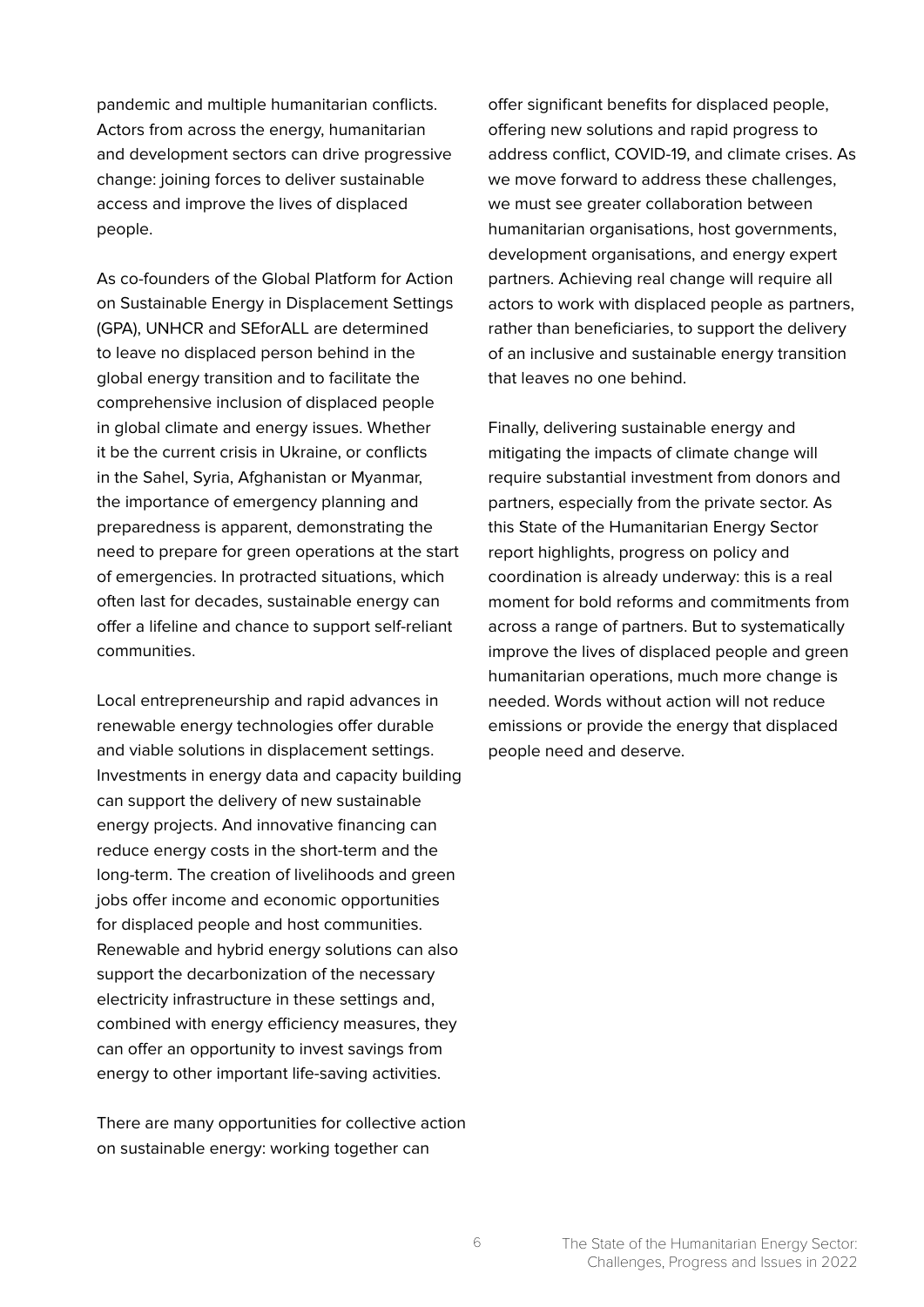pandemic and multiple humanitarian conflicts. Actors from across the energy, humanitarian and development sectors can drive progressive change: joining forces to deliver sustainable access and improve the lives of displaced people.

As co-founders of the Global Platform for Action on Sustainable Energy in Displacement Settings (GPA), UNHCR and SEforALL are determined to leave no displaced person behind in the global energy transition and to facilitate the comprehensive inclusion of displaced people in global climate and energy issues. Whether it be the current crisis in Ukraine, or conflicts in the Sahel, Syria, Afghanistan or Myanmar, the importance of emergency planning and preparedness is apparent, demonstrating the need to prepare for green operations at the start of emergencies. In protracted situations, which often last for decades, sustainable energy can offer a lifeline and chance to support self-reliant communities.

Local entrepreneurship and rapid advances in renewable energy technologies offer durable and viable solutions in displacement settings. Investments in energy data and capacity building can support the delivery of new sustainable energy projects. And innovative financing can reduce energy costs in the short-term and the long-term. The creation of livelihoods and green jobs offer income and economic opportunities for displaced people and host communities. Renewable and hybrid energy solutions can also support the decarbonization of the necessary electricity infrastructure in these settings and, combined with energy efficiency measures, they can offer an opportunity to invest savings from energy to other important life-saving activities.

There are many opportunities for collective action on sustainable energy: working together can offer significant benefits for displaced people, offering new solutions and rapid progress to address conflict, COVID-19, and climate crises. As we move forward to address these challenges, we must see greater collaboration between humanitarian organisations, host governments, development organisations, and energy expert partners. Achieving real change will require all actors to work with displaced people as partners, rather than beneficiaries, to support the delivery of an inclusive and sustainable energy transition that leaves no one behind.

Finally, delivering sustainable energy and mitigating the impacts of climate change will require substantial investment from donors and partners, especially from the private sector. As this State of the Humanitarian Energy Sector report highlights, progress on policy and coordination is already underway: this is a real moment for bold reforms and commitments from across a range of partners. But to systematically improve the lives of displaced people and green humanitarian operations, much more change is needed. Words without action will not reduce emissions or provide the energy that displaced people need and deserve.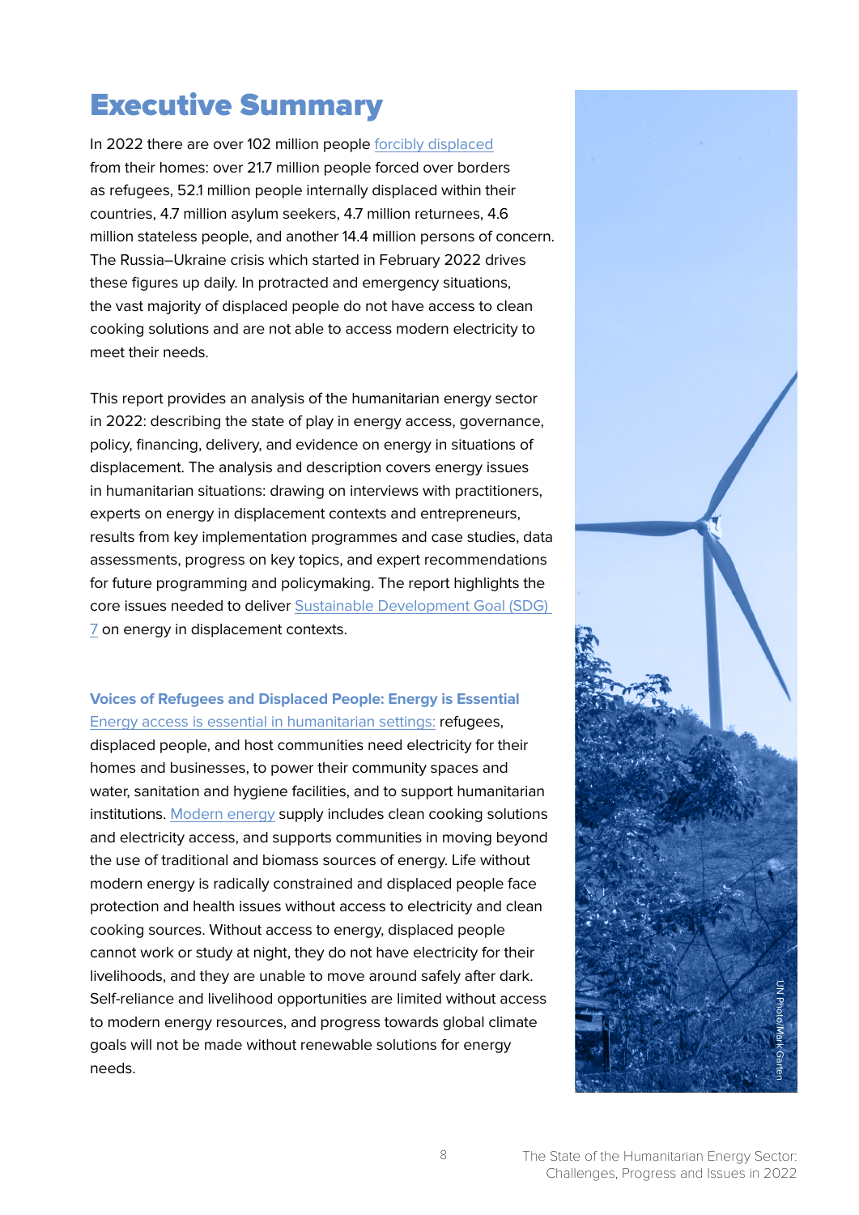# Executive Summary

In 2022 there are over 102 million people forcibly displaced from their homes: over 21.7 million people forced over borders as refugees, 52.1 million people internally displaced within their countries, 4.7 million asylum seekers, 4.7 million returnees, 4.6 million stateless people, and another 14.4 million persons of concern. The Russia–Ukraine crisis which started in February 2022 drives these figures up daily. In protracted and emergency situations, the vast majority of displaced people do not have access to clean cooking solutions and are not able to access modern electricity to meet their needs.

This report provides an analysis of the humanitarian energy sector in 2022: describing the state of play in energy access, governance, policy, financing, delivery, and evidence on energy in situations of displacement. The analysis and description covers energy issues in humanitarian situations: drawing on interviews with practitioners, experts on energy in displacement contexts and entrepreneurs, results from key implementation programmes and case studies, data assessments, progress on key topics, and expert recommendations for future programming and policymaking. The report highlights the core issues needed to deliver Sustainable Development Goal (SDG) 7 on energy in displacement contexts.

**Voices of Refugees and Displaced People: Energy is Essential**
Energy access is essential in humanitarian settings: refugees, displaced people, and host communities need electricity for their homes and businesses, to power their community spaces and water, sanitation and hygiene facilities, and to support humanitarian institutions. Modern energy supply includes clean cooking solutions and electricity access, and supports communities in moving beyond the use of traditional and biomass sources of energy. Life without modern energy is radically constrained and displaced people face protection and health issues without access to electricity and clean cooking sources. Without access to energy, displaced people cannot work or study at night, they do not have electricity for their livelihoods, and they are unable to move around safely after dark. Self-reliance and livelihood opportunities are limited without access to modern energy resources, and progress towards global climate goals will not be made without renewable solutions for energy needs.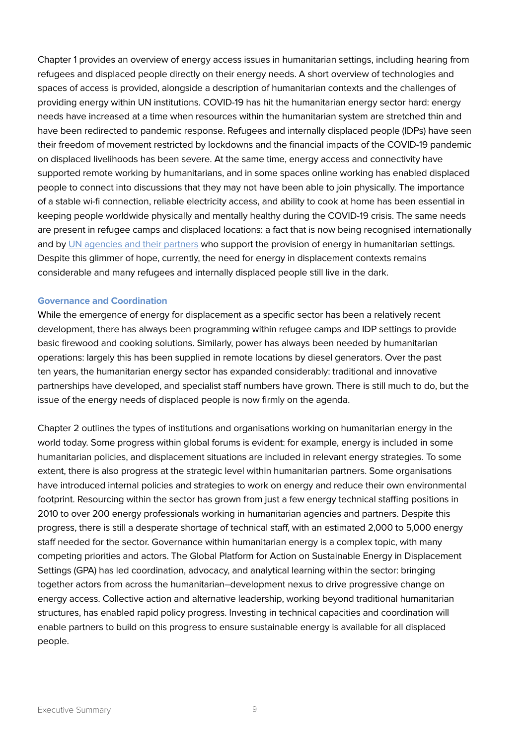Chapter 1 provides an overview of energy access issues in humanitarian settings, including hearing from refugees and displaced people directly on their energy needs. A short overview of technologies and spaces of access is provided, alongside a description of humanitarian contexts and the challenges of providing energy within UN institutions. COVID-19 has hit the humanitarian energy sector hard: energy needs have increased at a time when resources within the humanitarian system are stretched thin and have been redirected to pandemic response. Refugees and internally displaced people (IDPs) have seen their freedom of movement restricted by lockdowns and the financial impacts of the COVID-19 pandemic on displaced livelihoods has been severe. At the same time, energy access and connectivity have supported remote working by humanitarians, and in some spaces online working has enabled displaced people to connect into discussions that they may not have been able to join physically. The importance of a stable wi-fi connection, reliable electricity access, and ability to cook at home has been essential in keeping people worldwide physically and mentally healthy during the COVID-19 crisis. The same needs are present in refugee camps and displaced locations: a fact that is now being recognised internationally and by UN agencies and their partners who support the provision of energy in humanitarian settings. Despite this glimmer of hope, currently, the need for energy in displacement contexts remains considerable and many refugees and internally displaced people still live in the dark.

### Governance and Coordination

While the emergence of energy for displacement as a specific sector has been a relatively recent development, there has always been programming within refugee camps and IDP settings to provide basic firewood and cooking solutions. Similarly, power has always been needed by humanitarian operations: largely this has been supplied in remote locations by diesel generators. Over the past ten years, the humanitarian energy sector has expanded considerably: traditional and innovative partnerships have developed, and specialist staff numbers have grown. There is still much to do, but the issue of the energy needs of displaced people is now firmly on the agenda.

Chapter 2 outlines the types of institutions and organisations working on humanitarian energy in the world today. Some progress within global forums is evident: for example, energy is included in some humanitarian policies, and displacement situations are included in relevant energy strategies. To some extent, there is also progress at the strategic level within humanitarian partners. Some organisations have introduced internal policies and strategies to work on energy and reduce their own environmental footprint. Resourcing within the sector has grown from just a few energy technical staffing positions in 2010 to over 200 energy professionals working in humanitarian agencies and partners. Despite this progress, there is still a desperate shortage of technical staff, with an estimated 2,000 to 5,000 energy staff needed for the sector. Governance within humanitarian energy is a complex topic, with many competing priorities and actors. The Global Platform for Action on Sustainable Energy in Displacement Settings (GPA) has led coordination, advocacy, and analytical learning within the sector: bringing together actors from across the humanitarian–development nexus to drive progressive change on energy access. Collective action and alternative leadership, working beyond traditional humanitarian structures, has enabled rapid policy progress. Investing in technical capacities and coordination will enable partners to build on this progress to ensure sustainable energy is available for all displaced people.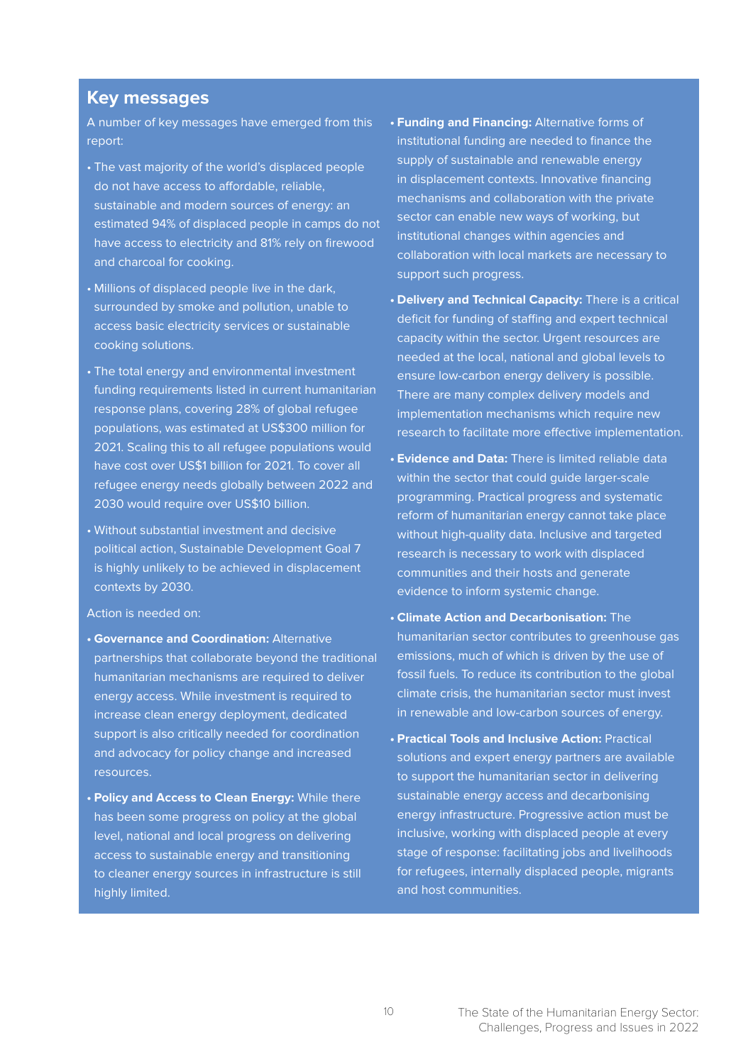## Key messages

A number of key messages have emerged from this report:

- The vast majority of the world's displaced people do not have access to affordable, reliable, sustainable and modern sources of energy: an estimated 94% of displaced people in camps do not have access to electricity and 81% rely on firewood and charcoal for cooking.
- Millions of displaced people live in the dark, surrounded by smoke and pollution, unable to access basic electricity services or sustainable cooking solutions.
- The total energy and environmental investment funding requirements listed in current humanitarian response plans, covering 28% of global refugee populations, was estimated at US$300 million for 2021. Scaling this to all refugee populations would have cost over US$1 billion for 2021. To cover all refugee energy needs globally between 2022 and 2030 would require over US$10 billion.
- Without substantial investment and decisive political action, Sustainable Development Goal 7 is highly unlikely to be achieved in displacement contexts by 2030.

Action is needed on:

- **Governance and Coordination:** Alternative partnerships that collaborate beyond the traditional humanitarian mechanisms are required to deliver energy access. While investment is required to increase clean energy deployment, dedicated support is also critically needed for coordination and advocacy for policy change and increased resources.
- **Policy and Access to Clean Energy:** While there has been some progress on policy at the global level, national and local progress on delivering access to sustainable energy and transitioning to cleaner energy sources in infrastructure is still highly limited.
- **Funding and Financing:** Alternative forms of institutional funding are needed to finance the supply of sustainable and renewable energy in displacement contexts. Innovative financing mechanisms and collaboration with the private sector can enable new ways of working, but institutional changes within agencies and collaboration with local markets are necessary to support such progress.
- **Delivery and Technical Capacity:** There is a critical deficit for funding of staffing and expert technical capacity within the sector. Urgent resources are needed at the local, national and global levels to ensure low-carbon energy delivery is possible. There are many complex delivery models and implementation mechanisms which require new research to facilitate more effective implementation.
- **Evidence and Data:** There is limited reliable data within the sector that could guide larger-scale programming. Practical progress and systematic reform of humanitarian energy cannot take place without high-quality data. Inclusive and targeted research is necessary to work with displaced communities and their hosts and generate evidence to inform systemic change.
- **Climate Action and Decarbonisation:** The humanitarian sector contributes to greenhouse gas emissions, much of which is driven by the use of fossil fuels. To reduce its contribution to the global climate crisis, the humanitarian sector must invest in renewable and low-carbon sources of energy.
- **Practical Tools and Inclusive Action:** Practical solutions and expert energy partners are available to support the humanitarian sector in delivering sustainable energy access and decarbonising energy infrastructure. Progressive action must be inclusive, working with displaced people at every stage of response: facilitating jobs and livelihoods for refugees, internally displaced people, migrants and host communities.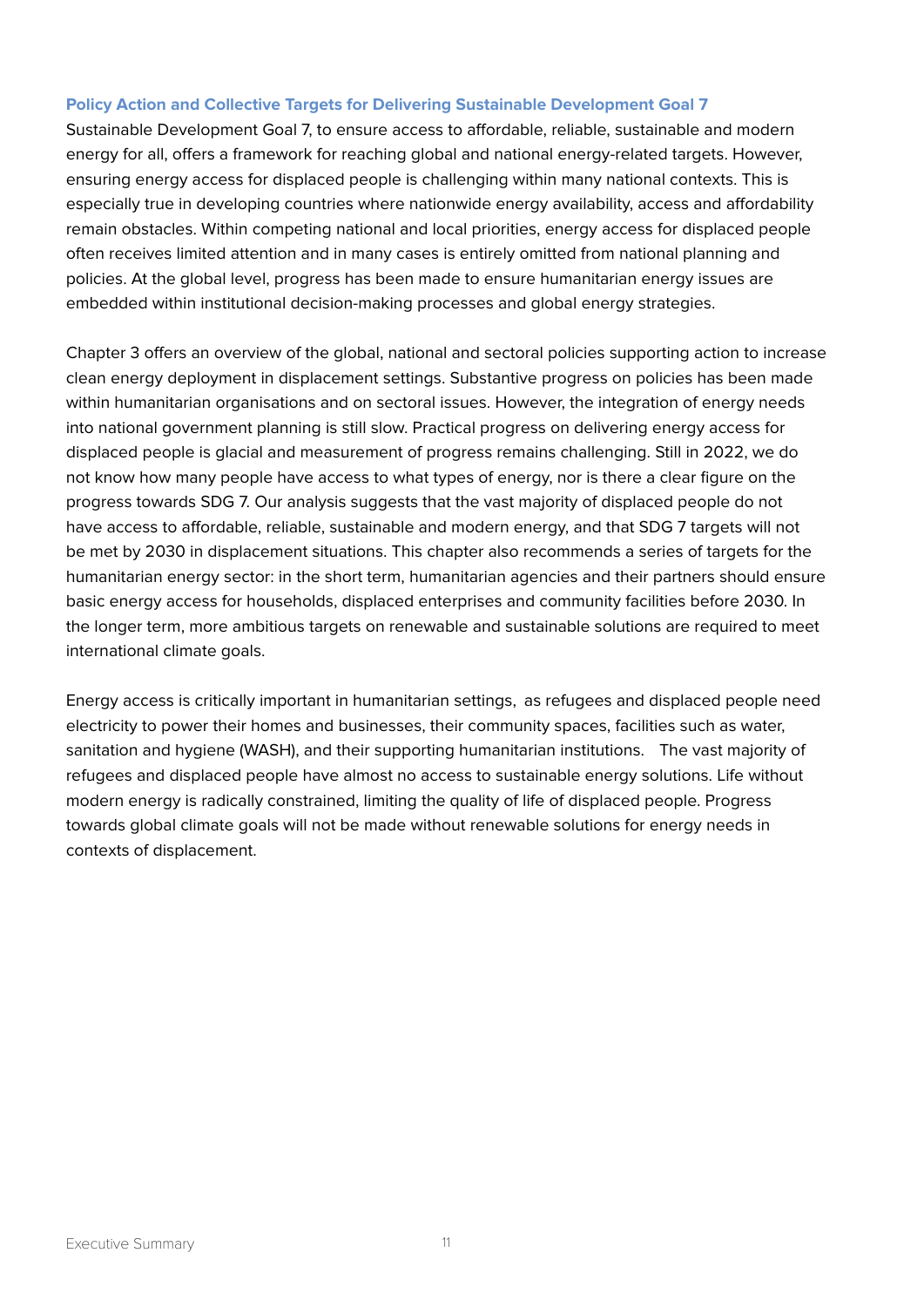### Policy Action and Collective Targets for Delivering Sustainable Development Goal 7

Sustainable Development Goal 7, to ensure access to affordable, reliable, sustainable and modern energy for all, offers a framework for reaching global and national energy-related targets. However, ensuring energy access for displaced people is challenging within many national contexts. This is especially true in developing countries where nationwide energy availability, access and affordability remain obstacles. Within competing national and local priorities, energy access for displaced people often receives limited attention and in many cases is entirely omitted from national planning and policies. At the global level, progress has been made to ensure humanitarian energy issues are embedded within institutional decision-making processes and global energy strategies.

Chapter 3 offers an overview of the global, national and sectoral policies supporting action to increase clean energy deployment in displacement settings. Substantive progress on policies has been made within humanitarian organisations and on sectoral issues. However, the integration of energy needs into national government planning is still slow. Practical progress on delivering energy access for displaced people is glacial and measurement of progress remains challenging. Still in 2022, we do not know how many people have access to what types of energy, nor is there a clear figure on the progress towards SDG 7. Our analysis suggests that the vast majority of displaced people do not have access to affordable, reliable, sustainable and modern energy, and that SDG 7 targets will not be met by 2030 in displacement situations. This chapter also recommends a series of targets for the humanitarian energy sector: in the short term, humanitarian agencies and their partners should ensure basic energy access for households, displaced enterprises and community facilities before 2030. In the longer term, more ambitious targets on renewable and sustainable solutions are required to meet international climate goals.

Energy access is critically important in humanitarian settings, as refugees and displaced people need electricity to power their homes and businesses, their community spaces, facilities such as water, sanitation and hygiene (WASH), and their supporting humanitarian institutions. The vast majority of refugees and displaced people have almost no access to sustainable energy solutions. Life without modern energy is radically constrained, limiting the quality of life of displaced people. Progress towards global climate goals will not be made without renewable solutions for energy needs in contexts of displacement.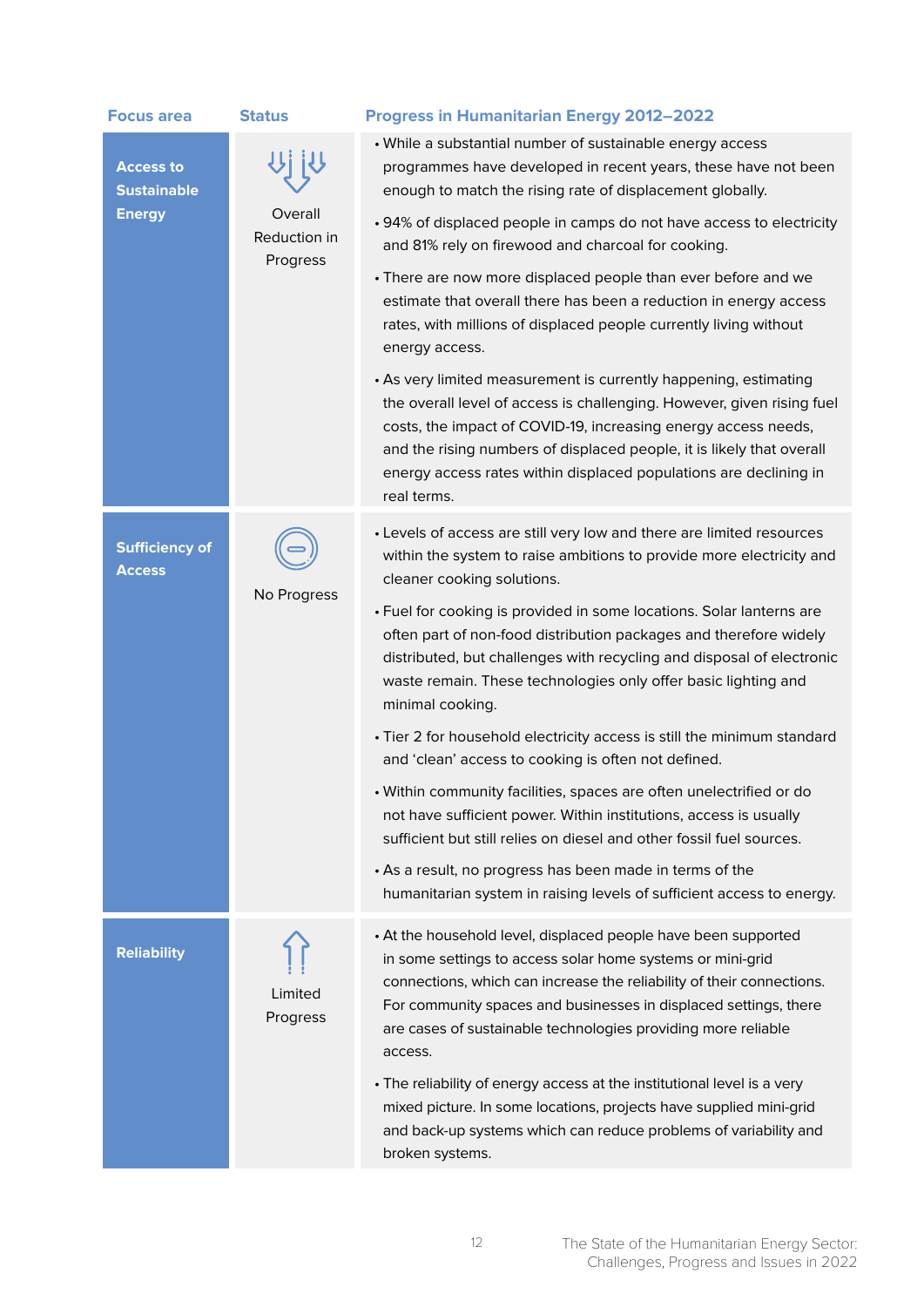| Focus area | Status | Progress in Humanitarian Energy 2012–2022 |
|---|---|---|
| **Access to Sustainable Energy** | Overall Reduction in Progress | • While a substantial number of sustainable energy access programmes have developed in recent years, these have not been enough to match the rising rate of displacement globally.<br>• 94% of displaced people in camps do not have access to electricity and 81% rely on firewood and charcoal for cooking.<br>• There are now more displaced people than ever before and we estimate that overall there has been a reduction in energy access rates, with millions of displaced people currently living without energy access.<br>• As very limited measurement is currently happening, estimating the overall level of access is challenging. However, given rising fuel costs, the impact of COVID-19, increasing energy access needs, and the rising numbers of displaced people, it is likely that overall energy access rates within displaced populations are declining in real terms. |
| **Sufficiency of Access** | No Progress | • Levels of access are still very low and there are limited resources within the system to raise ambitions to provide more electricity and cleaner cooking solutions.<br>• Fuel for cooking is provided in some locations. Solar lanterns are often part of non-food distribution packages and therefore widely distributed, but challenges with recycling and disposal of electronic waste remain. These technologies only offer basic lighting and minimal cooking.<br>• Tier 2 for household electricity access is still the minimum standard and 'clean' access to cooking is often not defined.<br>• Within community facilities, spaces are often unelectrified or do not have sufficient power. Within institutions, access is usually sufficient but still relies on diesel and other fossil fuel sources.<br>• As a result, no progress has been made in terms of the humanitarian system in raising levels of sufficient access to energy. |
| **Reliability** | Limited Progress | • At the household level, displaced people have been supported in some settings to access solar home systems or mini-grid connections, which can increase the reliability of their connections. For community spaces and businesses in displaced settings, there are cases of sustainable technologies providing more reliable access.<br>• The reliability of energy access at the institutional level is a very mixed picture. In some locations, projects have supplied mini-grid and back-up systems which can reduce problems of variability and broken systems. |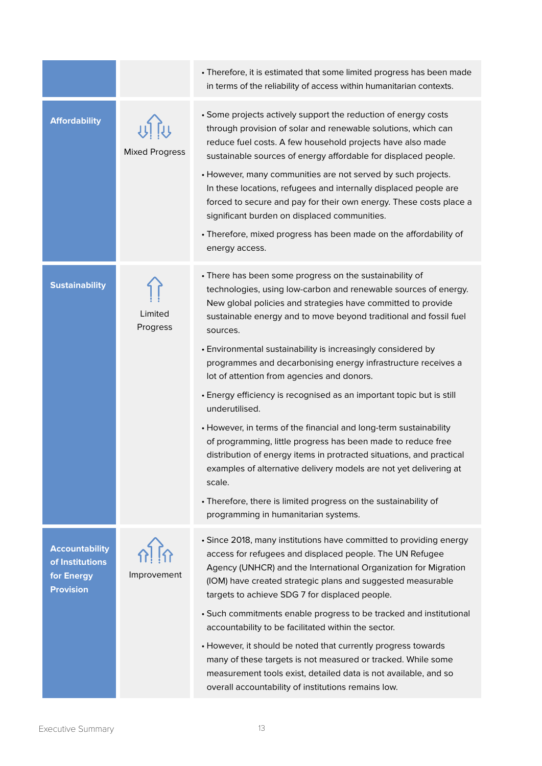| | | |
|---|---|---|
| | | • Therefore, it is estimated that some limited progress has been made in terms of the reliability of access within humanitarian contexts. |
| **Affordability** | Mixed Progress | • Some projects actively support the reduction of energy costs through provision of solar and renewable solutions, which can reduce fuel costs. A few household projects have also made sustainable sources of energy affordable for displaced people.<br>• However, many communities are not served by such projects. In these locations, refugees and internally displaced people are forced to secure and pay for their own energy. These costs place a significant burden on displaced communities.<br>• Therefore, mixed progress has been made on the affordability of energy access. |
| **Sustainability** | Limited Progress | • There has been some progress on the sustainability of technologies, using low-carbon and renewable sources of energy. New global policies and strategies have committed to provide sustainable energy and to move beyond traditional and fossil fuel sources.<br>• Environmental sustainability is increasingly considered by programmes and decarbonising energy infrastructure receives a lot of attention from agencies and donors.<br>• Energy efficiency is recognised as an important topic but is still underutilised.<br>• However, in terms of the financial and long-term sustainability of programming, little progress has been made to reduce free distribution of energy items in protracted situations, and practical examples of alternative delivery models are not yet delivering at scale.<br>• Therefore, there is limited progress on the sustainability of programming in humanitarian systems. |
| **Accountability of Institutions for Energy Provision** | Improvement | • Since 2018, many institutions have committed to providing energy access for refugees and displaced people. The UN Refugee Agency (UNHCR) and the International Organization for Migration (IOM) have created strategic plans and suggested measurable targets to achieve SDG 7 for displaced people.<br>• Such commitments enable progress to be tracked and institutional accountability to be facilitated within the sector.<br>• However, it should be noted that currently progress towards many of these targets is not measured or tracked. While some measurement tools exist, detailed data is not available, and so overall accountability of institutions remains low. |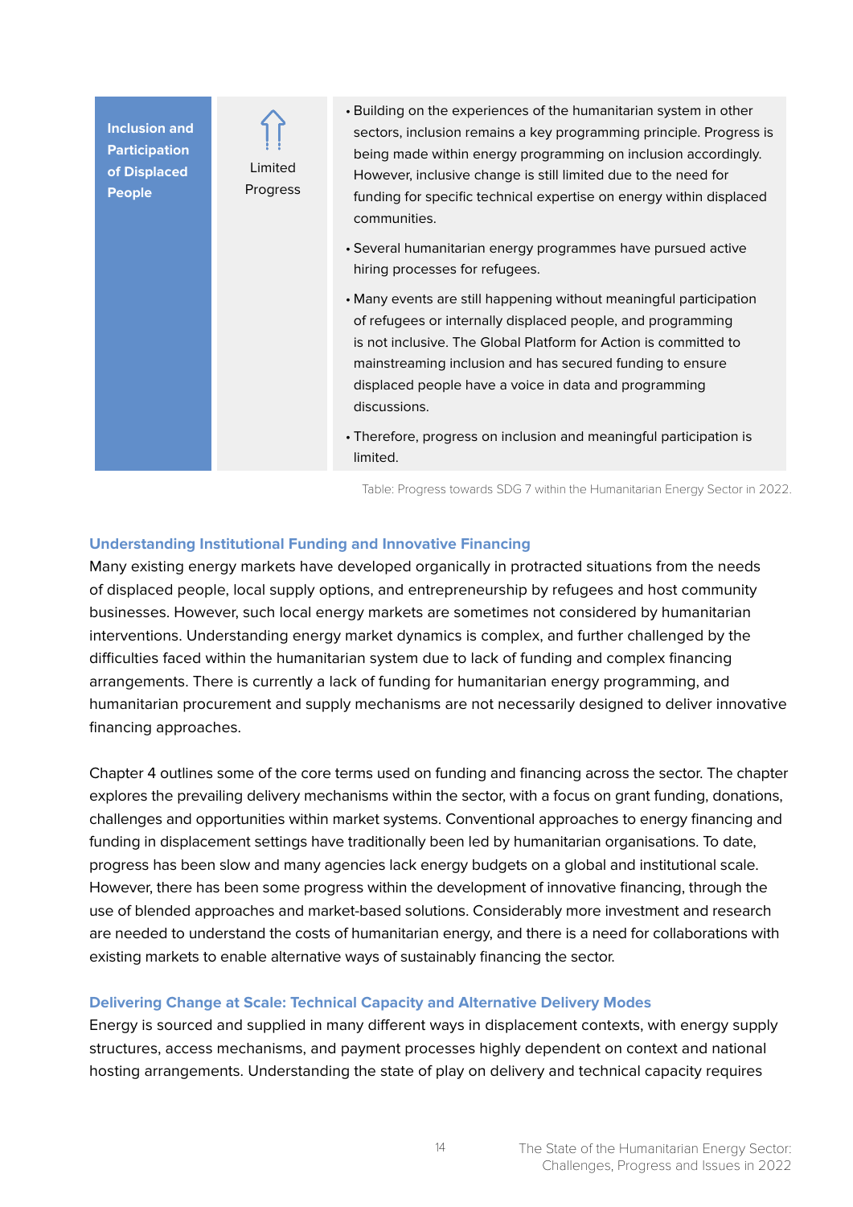| Inclusion and Participation of Displaced People | Limited Progress | • Building on the experiences of the humanitarian system in other sectors, inclusion remains a key programming principle. Progress is being made within energy programming on inclusion accordingly. However, inclusive change is still limited due to the need for funding for specific technical expertise on energy within displaced communities.<br>• Several humanitarian energy programmes have pursued active hiring processes for refugees.<br>• Many events are still happening without meaningful participation of refugees or internally displaced people, and programming is not inclusive. The Global Platform for Action is committed to mainstreaming inclusion and has secured funding to ensure displaced people have a voice in data and programming discussions.<br>• Therefore, progress on inclusion and meaningful participation is limited. |
|---|---|---|

Table: Progress towards SDG 7 within the Humanitarian Energy Sector in 2022.

### Understanding Institutional Funding and Innovative Financing

Many existing energy markets have developed organically in protracted situations from the needs of displaced people, local supply options, and entrepreneurship by refugees and host community businesses. However, such local energy markets are sometimes not considered by humanitarian interventions. Understanding energy market dynamics is complex, and further challenged by the difficulties faced within the humanitarian system due to lack of funding and complex financing arrangements. There is currently a lack of funding for humanitarian energy programming, and humanitarian procurement and supply mechanisms are not necessarily designed to deliver innovative financing approaches.

Chapter 4 outlines some of the core terms used on funding and financing across the sector. The chapter explores the prevailing delivery mechanisms within the sector, with a focus on grant funding, donations, challenges and opportunities within market systems. Conventional approaches to energy financing and funding in displacement settings have traditionally been led by humanitarian organisations. To date, progress has been slow and many agencies lack energy budgets on a global and institutional scale. However, there has been some progress within the development of innovative financing, through the use of blended approaches and market-based solutions. Considerably more investment and research are needed to understand the costs of humanitarian energy, and there is a need for collaborations with existing markets to enable alternative ways of sustainably financing the sector.

### Delivering Change at Scale: Technical Capacity and Alternative Delivery Modes

Energy is sourced and supplied in many different ways in displacement contexts, with energy supply structures, access mechanisms, and payment processes highly dependent on context and national hosting arrangements. Understanding the state of play on delivery and technical capacity requires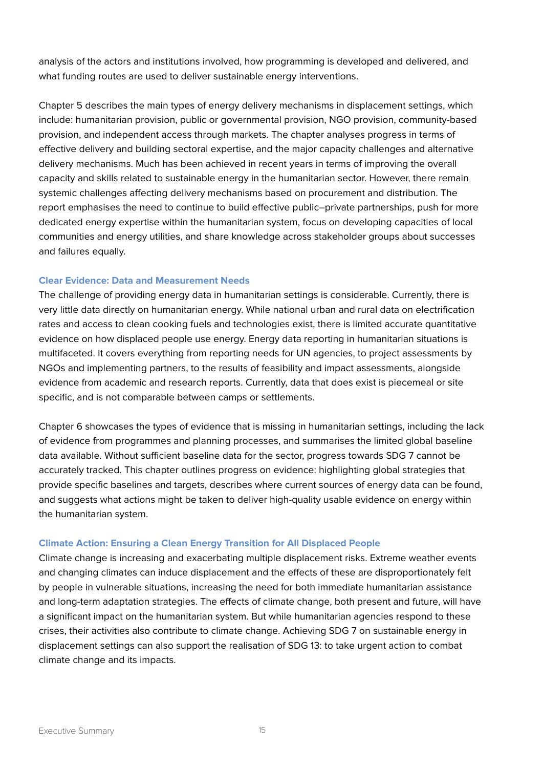analysis of the actors and institutions involved, how programming is developed and delivered, and what funding routes are used to deliver sustainable energy interventions.

Chapter 5 describes the main types of energy delivery mechanisms in displacement settings, which include: humanitarian provision, public or governmental provision, NGO provision, community-based provision, and independent access through markets. The chapter analyses progress in terms of effective delivery and building sectoral expertise, and the major capacity challenges and alternative delivery mechanisms. Much has been achieved in recent years in terms of improving the overall capacity and skills related to sustainable energy in the humanitarian sector. However, there remain systemic challenges affecting delivery mechanisms based on procurement and distribution. The report emphasises the need to continue to build effective public–private partnerships, push for more dedicated energy expertise within the humanitarian system, focus on developing capacities of local communities and energy utilities, and share knowledge across stakeholder groups about successes and failures equally.

### Clear Evidence: Data and Measurement Needs

The challenge of providing energy data in humanitarian settings is considerable. Currently, there is very little data directly on humanitarian energy. While national urban and rural data on electrification rates and access to clean cooking fuels and technologies exist, there is limited accurate quantitative evidence on how displaced people use energy. Energy data reporting in humanitarian situations is multifaceted. It covers everything from reporting needs for UN agencies, to project assessments by NGOs and implementing partners, to the results of feasibility and impact assessments, alongside evidence from academic and research reports. Currently, data that does exist is piecemeal or site specific, and is not comparable between camps or settlements.

Chapter 6 showcases the types of evidence that is missing in humanitarian settings, including the lack of evidence from programmes and planning processes, and summarises the limited global baseline data available. Without sufficient baseline data for the sector, progress towards SDG 7 cannot be accurately tracked. This chapter outlines progress on evidence: highlighting global strategies that provide specific baselines and targets, describes where current sources of energy data can be found, and suggests what actions might be taken to deliver high-quality usable evidence on energy within the humanitarian system.

### Climate Action: Ensuring a Clean Energy Transition for All Displaced People

Climate change is increasing and exacerbating multiple displacement risks. Extreme weather events and changing climates can induce displacement and the effects of these are disproportionately felt by people in vulnerable situations, increasing the need for both immediate humanitarian assistance and long-term adaptation strategies. The effects of climate change, both present and future, will have a significant impact on the humanitarian system. But while humanitarian agencies respond to these crises, their activities also contribute to climate change. Achieving SDG 7 on sustainable energy in displacement settings can also support the realisation of SDG 13: to take urgent action to combat climate change and its impacts.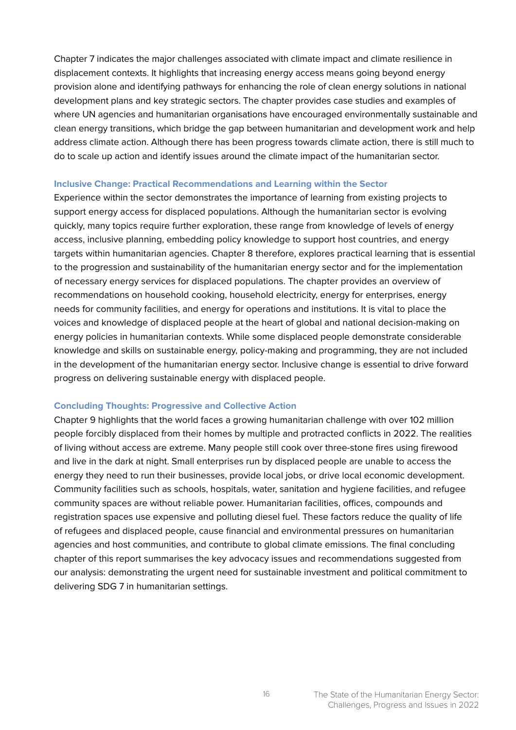Chapter 7 indicates the major challenges associated with climate impact and climate resilience in displacement contexts. It highlights that increasing energy access means going beyond energy provision alone and identifying pathways for enhancing the role of clean energy solutions in national development plans and key strategic sectors. The chapter provides case studies and examples of where UN agencies and humanitarian organisations have encouraged environmentally sustainable and clean energy transitions, which bridge the gap between humanitarian and development work and help address climate action. Although there has been progress towards climate action, there is still much to do to scale up action and identify issues around the climate impact of the humanitarian sector.

### Inclusive Change: Practical Recommendations and Learning within the Sector

Experience within the sector demonstrates the importance of learning from existing projects to support energy access for displaced populations. Although the humanitarian sector is evolving quickly, many topics require further exploration, these range from knowledge of levels of energy access, inclusive planning, embedding policy knowledge to support host countries, and energy targets within humanitarian agencies. Chapter 8 therefore, explores practical learning that is essential to the progression and sustainability of the humanitarian energy sector and for the implementation of necessary energy services for displaced populations. The chapter provides an overview of recommendations on household cooking, household electricity, energy for enterprises, energy needs for community facilities, and energy for operations and institutions. It is vital to place the voices and knowledge of displaced people at the heart of global and national decision-making on energy policies in humanitarian contexts. While some displaced people demonstrate considerable knowledge and skills on sustainable energy, policy-making and programming, they are not included in the development of the humanitarian energy sector. Inclusive change is essential to drive forward progress on delivering sustainable energy with displaced people.

### Concluding Thoughts: Progressive and Collective Action

Chapter 9 highlights that the world faces a growing humanitarian challenge with over 102 million people forcibly displaced from their homes by multiple and protracted conflicts in 2022. The realities of living without access are extreme. Many people still cook over three-stone fires using firewood and live in the dark at night. Small enterprises run by displaced people are unable to access the energy they need to run their businesses, provide local jobs, or drive local economic development. Community facilities such as schools, hospitals, water, sanitation and hygiene facilities, and refugee community spaces are without reliable power. Humanitarian facilities, offices, compounds and registration spaces use expensive and polluting diesel fuel. These factors reduce the quality of life of refugees and displaced people, cause financial and environmental pressures on humanitarian agencies and host communities, and contribute to global climate emissions. The final concluding chapter of this report summarises the key advocacy issues and recommendations suggested from our analysis: demonstrating the urgent need for sustainable investment and political commitment to delivering SDG 7 in humanitarian settings.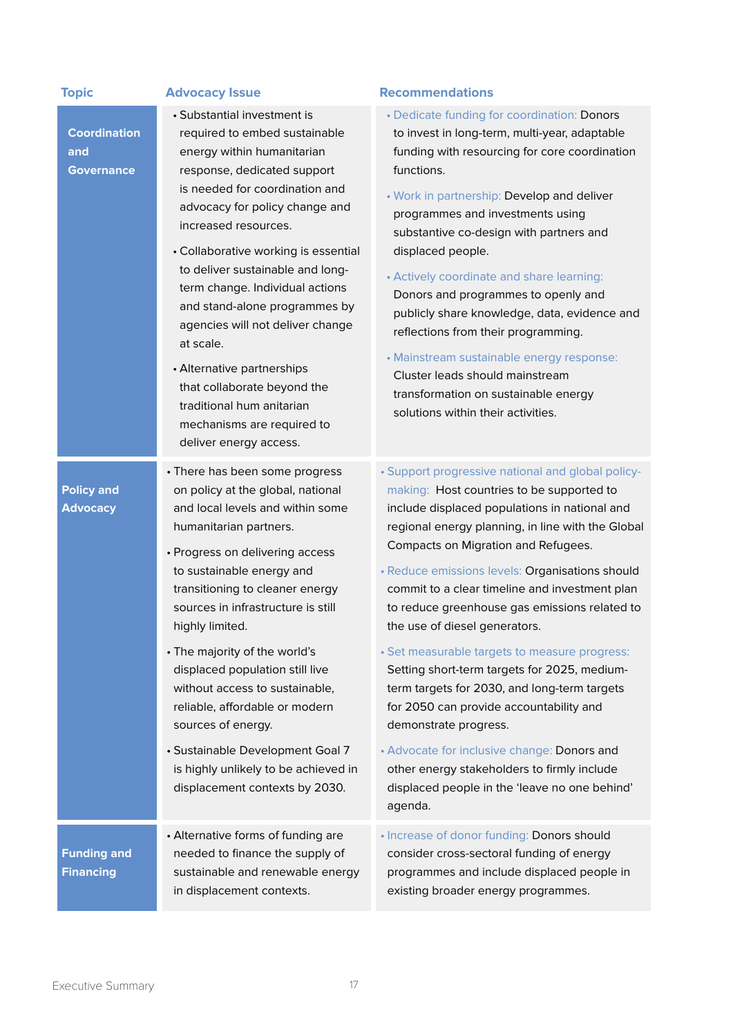| Topic | Advocacy Issue | Recommendations |
|---|---|---|
| **Coordination and Governance** | • Substantial investment is required to embed sustainable energy within humanitarian response, dedicated support is needed for coordination and advocacy for policy change and increased resources.<br><br>• Collaborative working is essential to deliver sustainable and long-term change. Individual actions and stand-alone programmes by agencies will not deliver change at scale.<br><br>• Alternative partnerships that collaborate beyond the traditional hum anitarian mechanisms are required to deliver energy access. | • Dedicate funding for coordination: Donors to invest in long-term, multi-year, adaptable funding with resourcing for core coordination functions.<br><br>• Work in partnership: Develop and deliver programmes and investments using substantive co-design with partners and displaced people.<br><br>• Actively coordinate and share learning: Donors and programmes to openly and publicly share knowledge, data, evidence and reflections from their programming.<br><br>• Mainstream sustainable energy response: Cluster leads should mainstream transformation on sustainable energy solutions within their activities. |
| **Policy and Advocacy** | • There has been some progress on policy at the global, national and local levels and within some humanitarian partners.<br><br>• Progress on delivering access to sustainable energy and transitioning to cleaner energy sources in infrastructure is still highly limited.<br><br>• The majority of the world's displaced population still live without access to sustainable, reliable, affordable or modern sources of energy.<br><br>• Sustainable Development Goal 7 is highly unlikely to be achieved in displacement contexts by 2030. | • Support progressive national and global policy-making: Host countries to be supported to include displaced populations in national and regional energy planning, in line with the Global Compacts on Migration and Refugees.<br><br>• Reduce emissions levels: Organisations should commit to a clear timeline and investment plan to reduce greenhouse gas emissions related to the use of diesel generators.<br><br>• Set measurable targets to measure progress: Setting short-term targets for 2025, medium-term targets for 2030, and long-term targets for 2050 can provide accountability and demonstrate progress.<br><br>• Advocate for inclusive change: Donors and other energy stakeholders to firmly include displaced people in the 'leave no one behind' agenda. |
| **Funding and Financing** | • Alternative forms of funding are needed to finance the supply of sustainable and renewable energy in displacement contexts. | • Increase of donor funding: Donors should consider cross-sectoral funding of energy programmes and include displaced people in existing broader energy programmes. |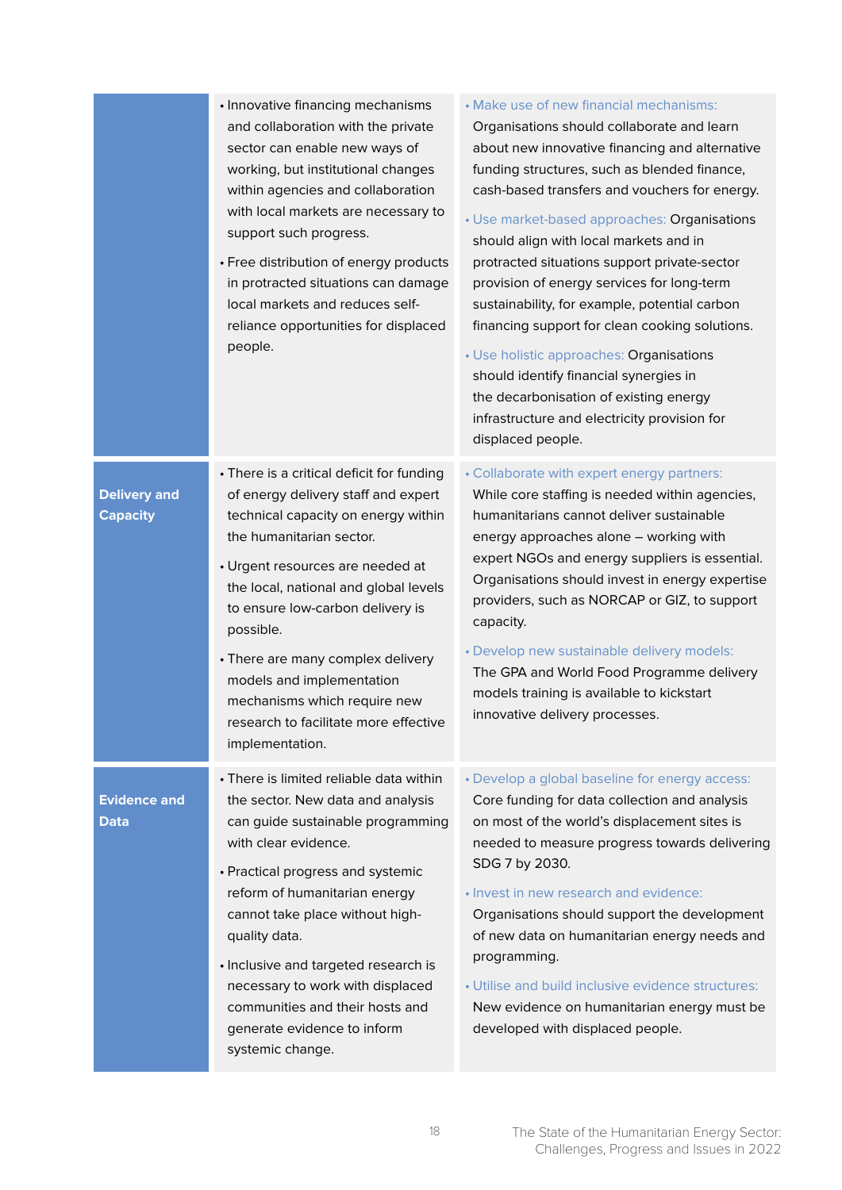| | | |
|---|---|---|
| | • Innovative financing mechanisms and collaboration with the private sector can enable new ways of working, but institutional changes within agencies and collaboration with local markets are necessary to support such progress.<br>• Free distribution of energy products in protracted situations can damage local markets and reduces self-reliance opportunities for displaced people. | • Make use of new financial mechanisms: Organisations should collaborate and learn about new innovative financing and alternative funding structures, such as blended finance, cash-based transfers and vouchers for energy.<br>• Use market-based approaches: Organisations should align with local markets and in protracted situations support private-sector provision of energy services for long-term sustainability, for example, potential carbon financing support for clean cooking solutions.<br>• Use holistic approaches: Organisations should identify financial synergies in the decarbonisation of existing energy infrastructure and electricity provision for displaced people. |
| **Delivery and Capacity** | • There is a critical deficit for funding of energy delivery staff and expert technical capacity on energy within the humanitarian sector.<br>• Urgent resources are needed at the local, national and global levels to ensure low-carbon delivery is possible.<br>• There are many complex delivery models and implementation mechanisms which require new research to facilitate more effective implementation. | • Collaborate with expert energy partners: While core staffing is needed within agencies, humanitarians cannot deliver sustainable energy approaches alone – working with expert NGOs and energy suppliers is essential. Organisations should invest in energy expertise providers, such as NORCAP or GIZ, to support capacity.<br>• Develop new sustainable delivery models: The GPA and World Food Programme delivery models training is available to kickstart innovative delivery processes. |
| **Evidence and Data** | • There is limited reliable data within the sector. New data and analysis can guide sustainable programming with clear evidence.<br>• Practical progress and systemic reform of humanitarian energy cannot take place without high-quality data.<br>• Inclusive and targeted research is necessary to work with displaced communities and their hosts and generate evidence to inform systemic change. | • Develop a global baseline for energy access: Core funding for data collection and analysis on most of the world's displacement sites is needed to measure progress towards delivering SDG 7 by 2030.<br>• Invest in new research and evidence: Organisations should support the development of new data on humanitarian energy needs and programming.<br>• Utilise and build inclusive evidence structures: New evidence on humanitarian energy must be developed with displaced people. |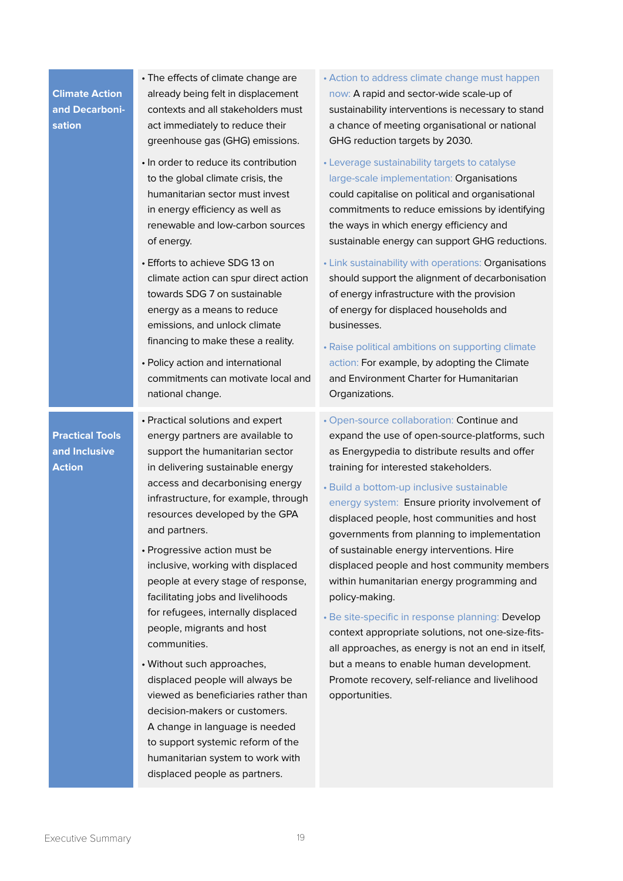| | | |
|---|---|---|
| **Climate Action and Decarbonisation** | • The effects of climate change are already being felt in displacement contexts and all stakeholders must act immediately to reduce their greenhouse gas (GHG) emissions.<br><br>• In order to reduce its contribution to the global climate crisis, the humanitarian sector must invest in energy efficiency as well as renewable and low-carbon sources of energy.<br><br>• Efforts to achieve SDG 13 on climate action can spur direct action towards SDG 7 on sustainable energy as a means to reduce emissions, and unlock climate financing to make these a reality.<br><br>• Policy action and international commitments can motivate local and national change. | • Action to address climate change must happen now: A rapid and sector-wide scale-up of sustainability interventions is necessary to stand a chance of meeting organisational or national GHG reduction targets by 2030.<br><br>• Leverage sustainability targets to catalyse large-scale implementation: Organisations could capitalise on political and organisational commitments to reduce emissions by identifying the ways in which energy efficiency and sustainable energy can support GHG reductions.<br><br>• Link sustainability with operations: Organisations should support the alignment of decarbonisation of energy infrastructure with the provision of energy for displaced households and businesses.<br><br>• Raise political ambitions on supporting climate action: For example, by adopting the Climate and Environment Charter for Humanitarian Organizations. |
| **Practical Tools and Inclusive Action** | • Practical solutions and expert energy partners are available to support the humanitarian sector in delivering sustainable energy access and decarbonising energy infrastructure, for example, through resources developed by the GPA and partners.<br><br>• Progressive action must be inclusive, working with displaced people at every stage of response, facilitating jobs and livelihoods for refugees, internally displaced people, migrants and host communities.<br><br>• Without such approaches, displaced people will always be viewed as beneficiaries rather than decision-makers or customers. A change in language is needed to support systemic reform of the humanitarian system to work with displaced people as partners. | • Open-source collaboration: Continue and expand the use of open-source-platforms, such as Energypedia to distribute results and offer training for interested stakeholders.<br><br>• Build a bottom-up inclusive sustainable energy system: Ensure priority involvement of displaced people, host communities and host governments from planning to implementation of sustainable energy interventions. Hire displaced people and host community members within humanitarian energy programming and policy-making.<br><br>• Be site-specific in response planning: Develop context appropriate solutions, not one-size-fits-all approaches, as energy is not an end in itself, but a means to enable human development. Promote recovery, self-reliance and livelihood opportunities. |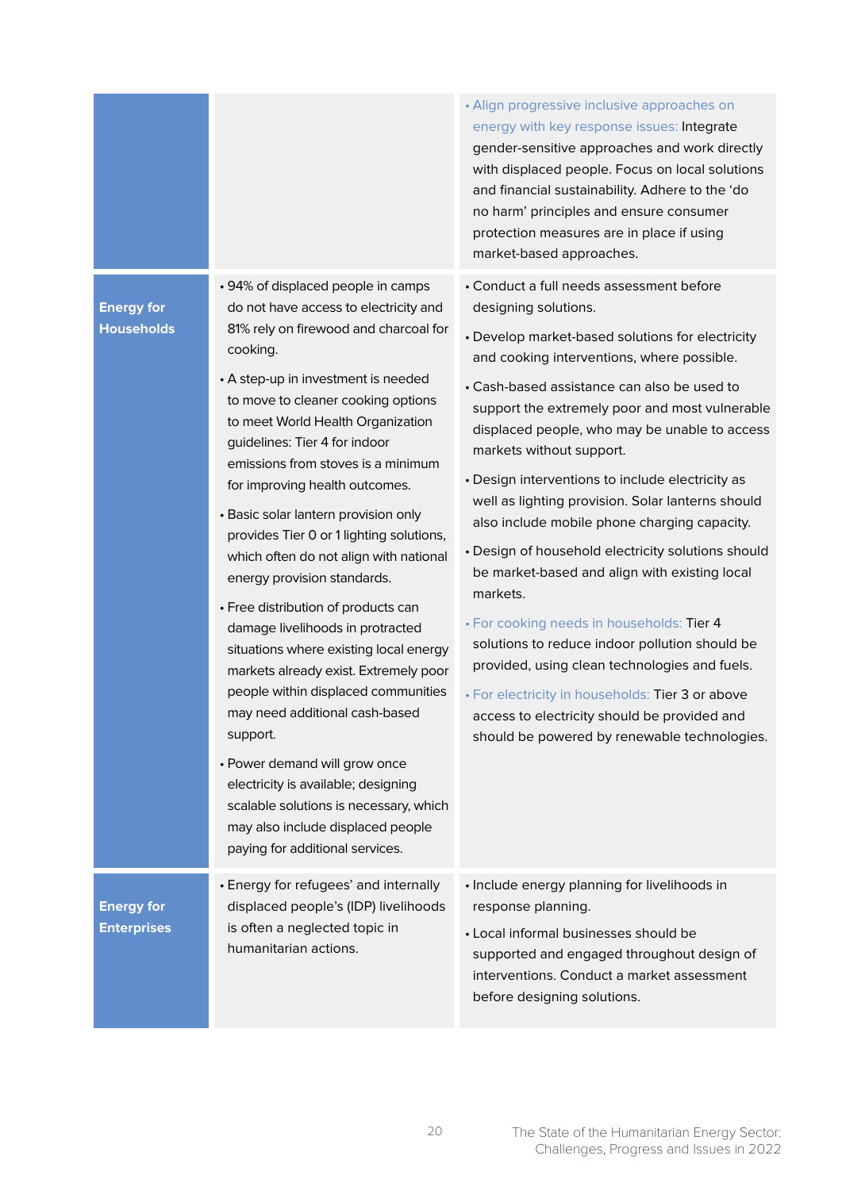| | | |
|---|---|---|
| | | • Align progressive inclusive approaches on energy with key response issues: Integrate gender-sensitive approaches and work directly with displaced people. Focus on local solutions and financial sustainability. Adhere to the 'do no harm' principles and ensure consumer protection measures are in place if using market-based approaches. |
| **Energy for Households** | • 94% of displaced people in camps do not have access to electricity and 81% rely on firewood and charcoal for cooking.<br>• A step-up in investment is needed to move to cleaner cooking options to meet World Health Organization guidelines: Tier 4 for indoor emissions from stoves is a minimum for improving health outcomes.<br>• Basic solar lantern provision only provides Tier 0 or 1 lighting solutions, which often do not align with national energy provision standards.<br>• Free distribution of products can damage livelihoods in protracted situations where existing local energy markets already exist. Extremely poor people within displaced communities may need additional cash-based support.<br>• Power demand will grow once electricity is available; designing scalable solutions is necessary, which may also include displaced people paying for additional services. | • Conduct a full needs assessment before designing solutions.<br>• Develop market-based solutions for electricity and cooking interventions, where possible.<br>• Cash-based assistance can also be used to support the extremely poor and most vulnerable displaced people, who may be unable to access markets without support.<br>• Design interventions to include electricity as well as lighting provision. Solar lanterns should also include mobile phone charging capacity.<br>• Design of household electricity solutions should be market-based and align with existing local markets.<br>• For cooking needs in households: Tier 4 solutions to reduce indoor pollution should be provided, using clean technologies and fuels.<br>• For electricity in households: Tier 3 or above access to electricity should be provided and should be powered by renewable technologies. |
| **Energy for Enterprises** | • Energy for refugees' and internally displaced people's (IDP) livelihoods is often a neglected topic in humanitarian actions. | • Include energy planning for livelihoods in response planning.<br>• Local informal businesses should be supported and engaged throughout design of interventions. Conduct a market assessment before designing solutions. |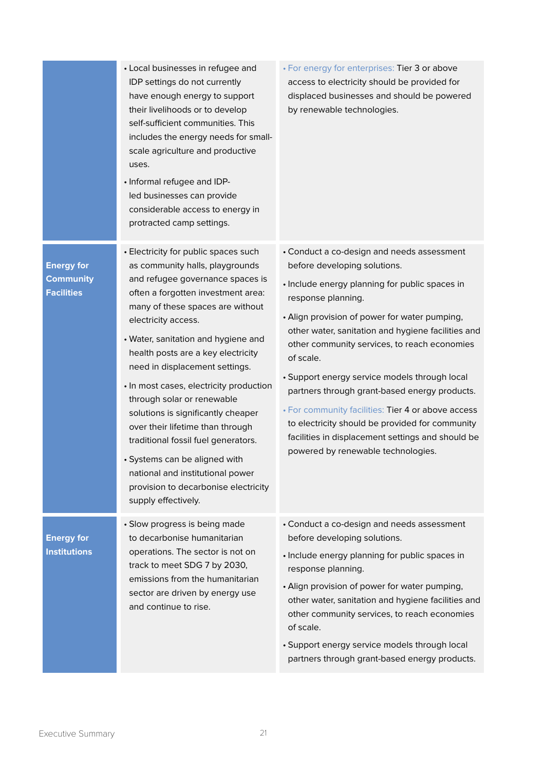| | | |
|---|---|---|
| | • Local businesses in refugee and IDP settings do not currently have enough energy to support their livelihoods or to develop self-sufficient communities. This includes the energy needs for small-scale agriculture and productive uses.<br>• Informal refugee and IDP-led businesses can provide considerable access to energy in protracted camp settings. | • For energy for enterprises: Tier 3 or above access to electricity should be provided for displaced businesses and should be powered by renewable technologies. |
| **Energy for Community Facilities** | • Electricity for public spaces such as community halls, playgrounds and refugee governance spaces is often a forgotten investment area: many of these spaces are without electricity access.<br>• Water, sanitation and hygiene and health posts are a key electricity need in displacement settings.<br>• In most cases, electricity production through solar or renewable solutions is significantly cheaper over their lifetime than through traditional fossil fuel generators.<br>• Systems can be aligned with national and institutional power provision to decarbonise electricity supply effectively. | • Conduct a co-design and needs assessment before developing solutions.<br>• Include energy planning for public spaces in response planning.<br>• Align provision of power for water pumping, other water, sanitation and hygiene facilities and other community services, to reach economies of scale.<br>• Support energy service models through local partners through grant-based energy products.<br>• For community facilities: Tier 4 or above access to electricity should be provided for community facilities in displacement settings and should be powered by renewable technologies. |
| **Energy for Institutions** | • Slow progress is being made to decarbonise humanitarian operations. The sector is not on track to meet SDG 7 by 2030, emissions from the humanitarian sector are driven by energy use and continue to rise. | • Conduct a co-design and needs assessment before developing solutions.<br>• Include energy planning for public spaces in response planning.<br>• Align provision of power for water pumping, other water, sanitation and hygiene facilities and other community services, to reach economies of scale.<br>• Support energy service models through local partners through grant-based energy products. |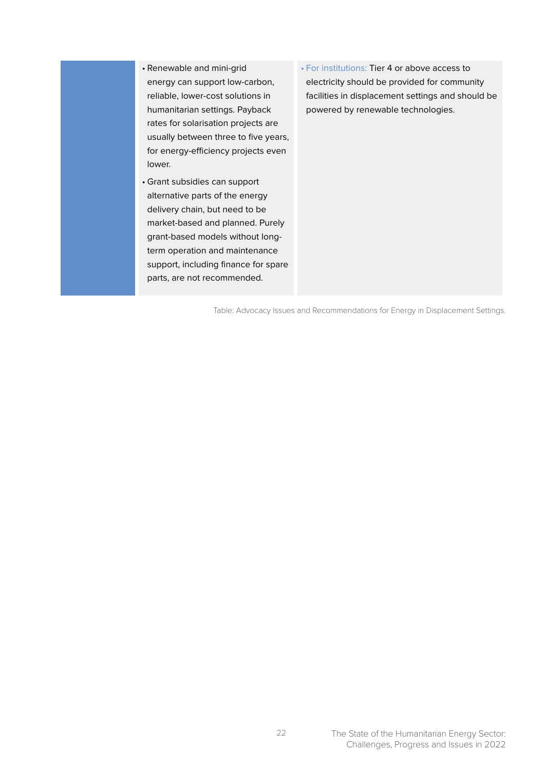|  | • Renewable and mini-grid energy can support low-carbon, reliable, lower-cost solutions in humanitarian settings. Payback rates for solarisation projects are usually between three to five years, for energy-efficiency projects even lower.<br>• Grant subsidies can support alternative parts of the energy delivery chain, but need to be market-based and planned. Purely grant-based models without long-term operation and maintenance support, including finance for spare parts, are not recommended. | • For institutions: Tier 4 or above access to electricity should be provided for community facilities in displacement settings and should be powered by renewable technologies. |
|---|---|---|

Table: Advocacy Issues and Recommendations for Energy in Displacement Settings.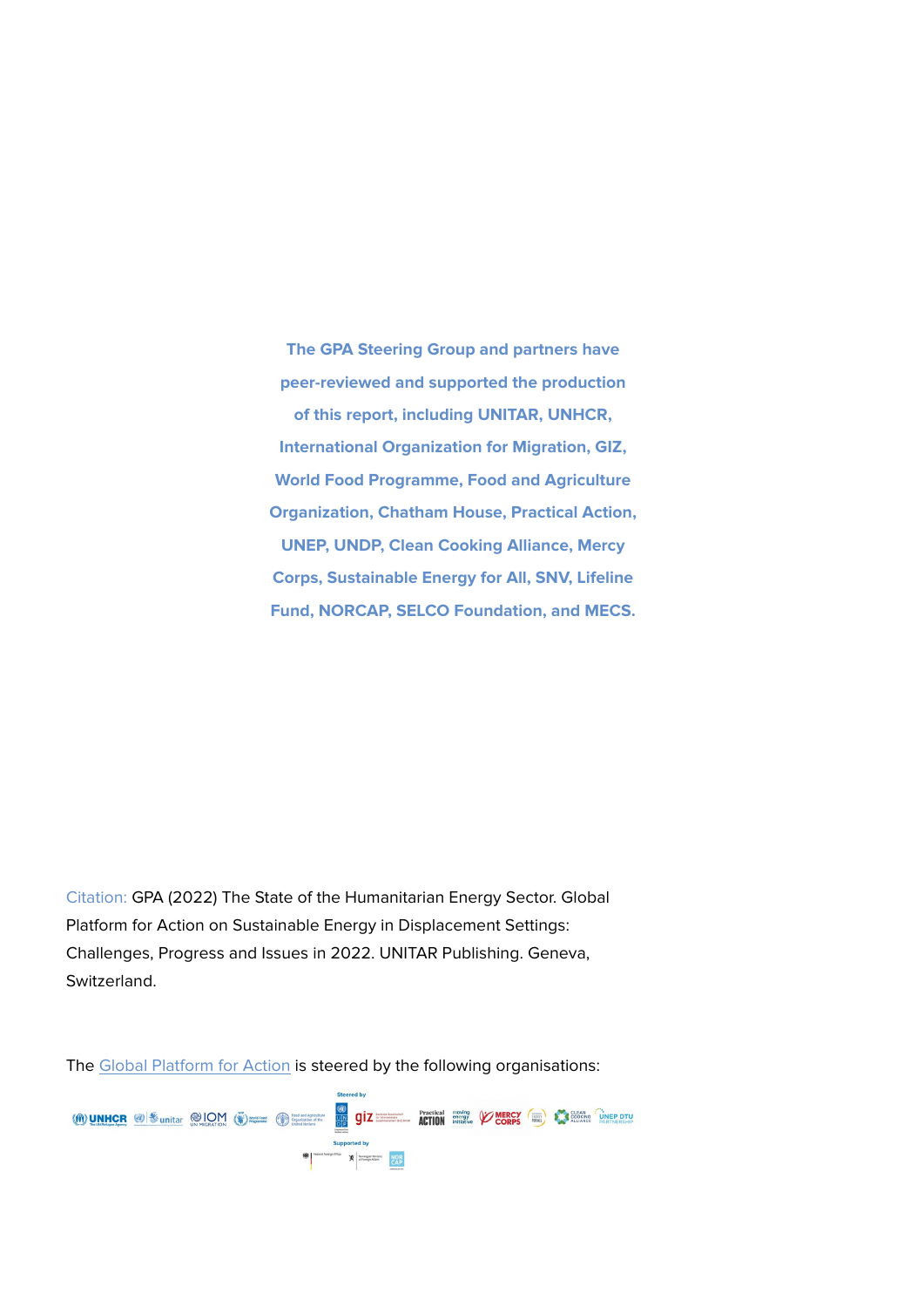**The GPA Steering Group and partners have peer-reviewed and supported the production of this report, including UNITAR, UNHCR, International Organization for Migration, GIZ, World Food Programme, Food and Agriculture Organization, Chatham House, Practical Action, UNEP, UNDP, Clean Cooking Alliance, Mercy Corps, Sustainable Energy for All, SNV, Lifeline Fund, NORCAP, SELCO Foundation, and MECS.**

Citation: GPA (2022) The State of the Humanitarian Energy Sector. Global Platform for Action on Sustainable Energy in Displacement Settings: Challenges, Progress and Issues in 2022. UNITAR Publishing. Geneva, Switzerland.

The Global Platform for Action is steered by the following organisations: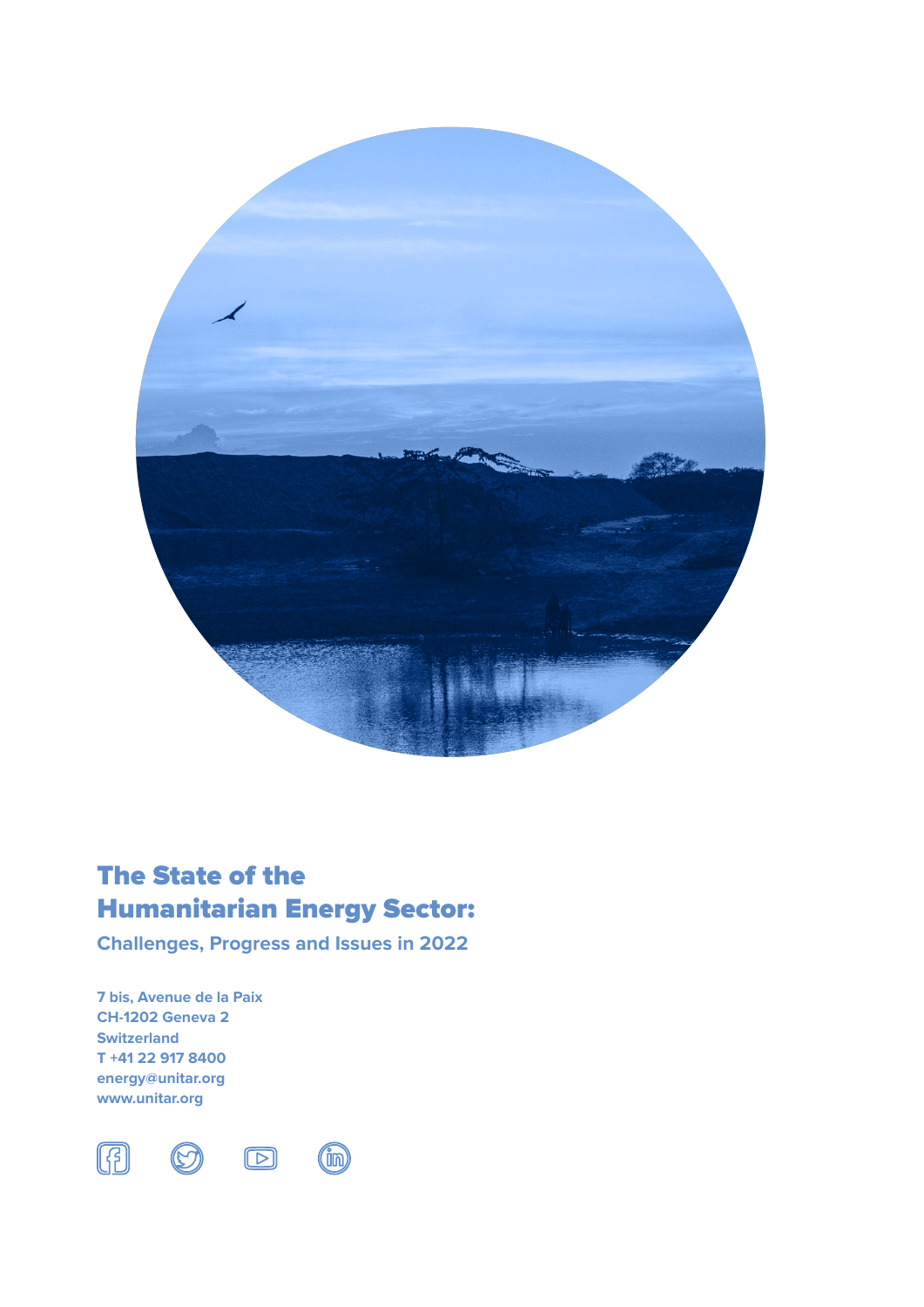# The State of the Humanitarian Energy Sector:

**Challenges, Progress and Issues in 2022**

**7 bis, Avenue de la Paix**
**CH-1202 Geneva 2**
**Switzerland**
**T +41 22 917 8400**
**energy@unitar.org**
**www.unitar.org**